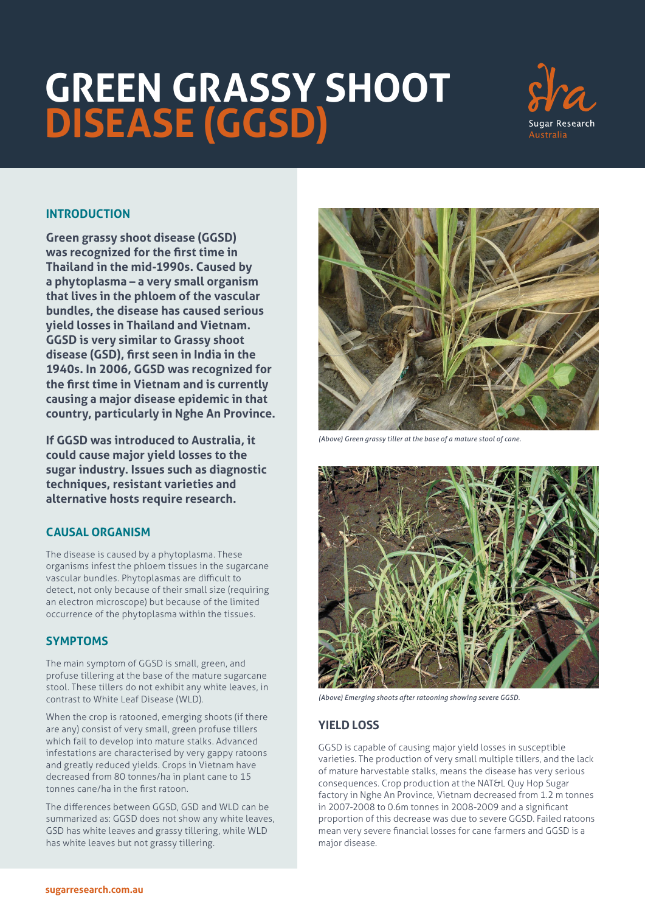# GREEN GRASSY SHOOT DISEASE (GGSD)

## INTRODUCTION

**Green grassy shoot disease (GGSD) was recognized for the first time in Thailand in the mid-1990s. Caused by a phytoplasma – a very small organism that lives in the phloem of the vascular bundles, the disease has caused serious yield losses in Thailand and Vietnam. GGSD is very similar to Grassy shoot disease (GSD), first seen in India in the 1940s. In 2006, GGSD was recognized for the first time in Vietnam and is currently causing a major disease epidemic in that country, particularly in Nghe An Province.**

**If GGSD was introduced to Australia, it could cause major yield losses to the sugar industry. Issues such as diagnostic techniques, resistant varieties and alternative hosts require research.**

## CAUSAL ORGANISM

The disease is caused by a phytoplasma. These organisms infest the phloem tissues in the sugarcane vascular bundles. Phytoplasmas are difficult to detect, not only because of their small size (requiring an electron microscope) but because of the limited occurrence of the phytoplasma within the tissues.

## SYMPTOMS

The main symptom of GGSD is small, green, and profuse tillering at the base of the mature sugarcane stool. These tillers do not exhibit any white leaves, in contrast to White Leaf Disease (WLD).

When the crop is ratooned, emerging shoots (if there are any) consist of very small, green profuse tillers which fail to develop into mature stalks. Advanced infestations are characterised by very gappy ratoons and greatly reduced yields. Crops in Vietnam have decreased from 80 tonnes/ha in plant cane to 15 tonnes cane/ha in the first ratoon.

The differences between GGSD, GSD and WLD can be summarized as: GGSD does not show any white leaves, GSD has white leaves and grassy tillering, while WLD has white leaves but not grassy tillering.

*(Above) Green grassy tiller at the base of a mature stool of cane.*

*(Above) Emerging shoots after ratooning showing severe GGSD.*

## YIELD LOSS

GGSD is capable of causing major yield losses in susceptible varieties. The production of very small multiple tillers, and the lack of mature harvestable stalks, means the disease has very serious consequences. Crop production at the NAT&L Quy Hop Sugar factory in Nghe An Province, Vietnam decreased from 1.2 m tonnes in 2007-2008 to 0.6m tonnes in 2008-2009 and a significant proportion of this decrease was due to severe GGSD. Failed ratoons mean very severe financial losses for cane farmers and GGSD is a major disease.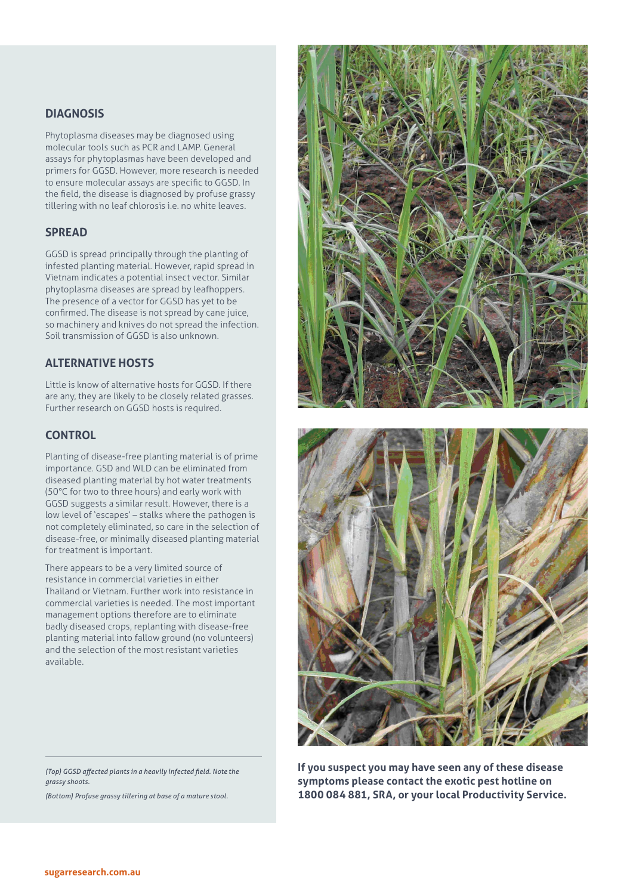## DIAGNOSIS

Phytoplasma diseases may be diagnosed using molecular tools such as PCR and LAMP. General assays for phytoplasmas have been developed and primers for GGSD. However, more research is needed to ensure molecular assays are specific to GGSD. In the field, the disease is diagnosed by profuse grassy tillering with no leaf chlorosis i.e. no white leaves.

## SPREAD

GGSD is spread principally through the planting of infested planting material. However, rapid spread in Vietnam indicates a potential insect vector. Similar phytoplasma diseases are spread by leafhoppers. The presence of a vector for GGSD has yet to be confirmed. The disease is not spread by cane juice, so machinery and knives do not spread the infection. Soil transmission of GGSD is also unknown.

## ALTERNATIVE HOSTS

Little is know of alternative hosts for GGSD. If there are any, they are likely to be closely related grasses. Further research on GGSD hosts is required.

## CONTROL

Planting of disease-free planting material is of prime importance. GSD and WLD can be eliminated from diseased planting material by hot water treatments (50°C for two to three hours) and early work with GGSD suggests a similar result. However, there is a low level of 'escapes' – stalks where the pathogen is not completely eliminated, so care in the selection of disease-free, or minimally diseased planting material for treatment is important.

There appears to be a very limited source of resistance in commercial varieties in either Thailand or Vietnam. Further work into resistance in commercial varieties is needed. The most important management options therefore are to eliminate badly diseased crops, replanting with disease-free planting material into fallow ground (no volunteers) and the selection of the most resistant varieties available.

*(Top) GGSD affected plants in a heavily infected field. Note the grassy shoots.*

*(Bottom) Profuse grassy tillering at base of a mature stool.*

**If you suspect you may have seen any of these disease symptoms please contact the exotic pest hotline on 1800 084 881, SRA, or your local Productivity Service.**